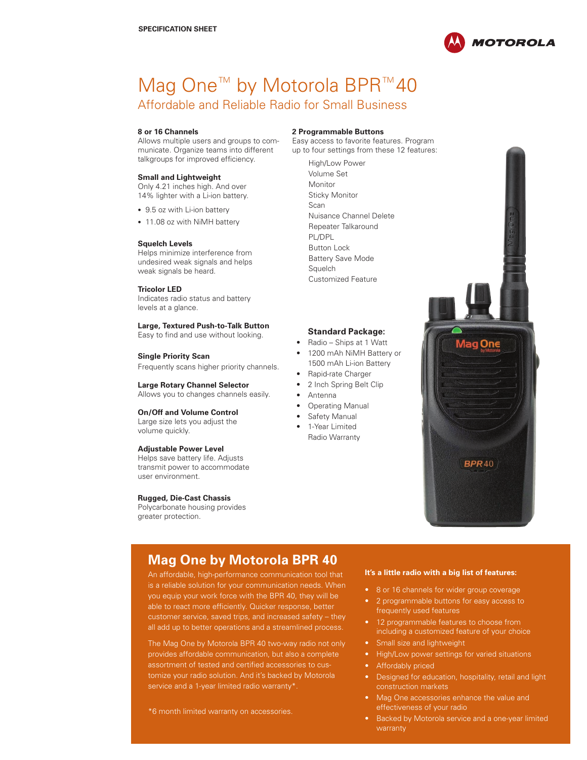SPECIFICATION SHEET

# Mag One™ by Motorola BPR™ 40

## Affordable and Reliable Radio for Small Business

**8 or 16 Channels**
Allows multiple users and groups to communicate. Organize teams into different talkgroups for improved efficiency.

**Small and Lightweight**
Only 4.21 inches high. And over 14% lighter with a Li-ion battery.

- 9.5 oz with Li-ion battery
- 11.08 oz with NiMH battery

**Squelch Levels**
Helps minimize interference from undesired weak signals and helps weak signals be heard.

**Tricolor LED**
Indicates radio status and battery levels at a glance.

**Large, Textured Push-to-Talk Button**
Easy to find and use without looking.

**Single Priority Scan**
Frequently scans higher priority channels.

**Large Rotary Channel Selector**
Allows you to changes channels easily.

**On/Off and Volume Control**
Large size lets you adjust the volume quickly.

**Adjustable Power Level**
Helps save battery life. Adjusts transmit power to accommodate user environment.

**Rugged, Die-Cast Chassis**
Polycarbonate housing provides greater protection.

**2 Programmable Buttons**
Easy access to favorite features. Program up to four settings from these 12 features:

High/Low Power
Volume Set
Monitor
Sticky Monitor
Scan
Nuisance Channel Delete
Repeater Talkaround
PL/DPL
Button Lock
Battery Save Mode
Squelch
Customized Feature

**Standard Package:**

- Radio – Ships at 1 Watt
- 1200 mAh NiMH Battery or 1500 mAh Li-ion Battery
- Rapid-rate Charger
- 2 Inch Spring Belt Clip
- Antenna
- Operating Manual
- Safety Manual
- 1-Year Limited Radio Warranty

## Mag One by Motorola BPR 40

An affordable, high-performance communication tool that is a reliable solution for your communication needs. When you equip your work force with the BPR 40, they will be able to react more efficiently. Quicker response, better customer service, saved trips, and increased safety – they all add up to better operations and a streamlined process.

The Mag One by Motorola BPR 40 two-way radio not only provides affordable communication, but also a complete assortment of tested and certified accessories to customize your radio solution. And it's backed by Motorola service and a 1-year limited radio warranty*.

*6 month limited warranty on accessories.

**It's a little radio with a big list of features:**

- 8 or 16 channels for wider group coverage
- 2 programmable buttons for easy access to frequently used features
- 12 programmable features to choose from including a customized feature of your choice
- Small size and lightweight
- High/Low power settings for varied situations
- Affordably priced
- Designed for education, hospitality, retail and light construction markets
- Mag One accessories enhance the value and effectiveness of your radio
- Backed by Motorola service and a one-year limited warranty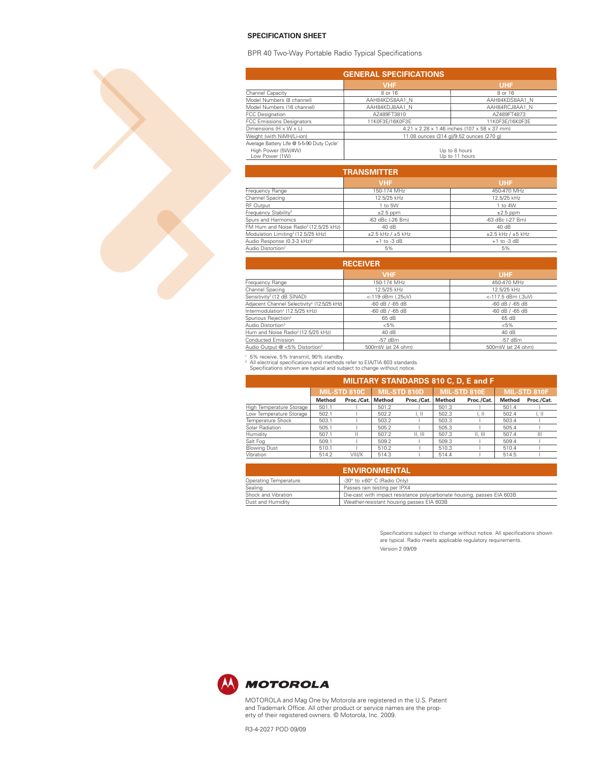**SPECIFICATION SHEET**

BPR 40 Two-Way Portable Radio Typical Specifications

| GENERAL SPECIFICATIONS | VHF | UHF |
|---|---|---|
| Channel Capacity | 8 or 16 | 8 or 16 |
| Model Numbers (8 channel) | AAH84KDS8AA1_N | AAH84KDS8AA1_N |
| Model Numbers (16 channel) | AAH84KDJ8AA1_N | AAH84RCJ8AA1_N |
| FCC Designation | AZ489FT3810 | AZ489FT4873 |
| FCC Emissions Designators | 11K0F3E/16K0F3E | 11K0F3E/16K0F3E |
| Dimensions (H x W x L) | 4.21 x 2.28 x 1.46 inches (107 x 58 x 37 mm) | |
| Weight (with NiMH/Li-ion) | 11.08 ounces (314 g)/9.52 ounces (270 g) | |
| Average Battery Life @ 5-5-90 Duty Cycle[1] | | |
| High Power (5W/4W) | Up to 8 hours | |
| Low Power (1W) | Up to 11 hours | |

| TRANSMITTER | VHF | UHF |
|---|---|---|
| Frequency Range | 150-174 MHz | 450-470 MHz |
| Channel Spacing | 12.5/25 kHz | 12.5/25 kHz |
| RF Output | 1 to 5W | 1 to 4W |
| Frequency Stability[2] | ±2.5 ppm | ±2.5 ppm |
| Spurs and Harmonics | -63 dBc (-26 Bm) | -63 dBc (-27 Bm) |
| FM Hum and Noise Radio[2] (12.5/25 kHz) | 40 dB | 40 dB |
| Modulation Limiting[2] (12.5/25 kHz) | ±2.5 kHz / ±5 kHz | ±2.5 kHz / ±5 kHz |
| Audio Response (0.3-3 kHz)[2] | +1 to -3 dB | +1 to -3 dB |
| Audio Distortion[2] | 5% | 5% |

| RECEIVER | VHF | UHF |
|---|---|---|
| Frequency Range | 150-174 MHz | 450-470 MHz |
| Channel Spacing | 12.5/25 kHz | 12.5/25 kHz |
| Sensitivity[2] (12 dB SINAD) | <-119 dBm (.25uV) | <-117.5 dBm (.3uV) |
| Adjacent Channel Selectivity[2] (12.5/25 kHz) | -60 dB / -65 dB | -60 dB / -65 dB |
| Intermodulation[2] (12.5/25 kHz) | -60 dB / -65 dB | -60 dB / -65 dB |
| Spurious Rejection[2] | 65 dB | 65 dB |
| Audio Distortion[2] | <5% | <5% |
| Hum and Noise Radio[2] (12.5/25 kHz) | 40 dB | 40 dB |
| Conducted Emission | -57 dBm | -57 dBm |
| Audio Output @ <5% Distortion[2] | 500mW (at 24 ohm) | 500mW (at 24 ohm) |

[1] 5% receive, 5% transmit, 90% standby.
[2] All electrical specifications and methods refer to EIA/TIA 603 standards.
Specifications shown are typical and subject to change without notice.

| MILITARY STANDARDS 810 C, D, E and F | MIL-STD 810C | | MIL-STD 810D | | MIL-STD 810E | | MIL-STD 810F | |
|---|---|---|---|---|---|---|---|---|
| | Method | Proc./Cat. | Method | Proc./Cat. | Method | Proc./Cat. | Method | Proc./Cat. |
| High Temperature Storage | 501.1 | I | 501.2 | I | 501.3 | I | 501.4 | I |
| Low Temperature Storage | 502.1 | I | 502.2 | I, II | 502.3 | I, II | 502.4 | I, II |
| Temperature Shock | 503.1 | I | 503.2 | I | 503.3 | I | 503.4 | I |
| Solar Radiation | 505.1 | I | 505.2 | I | 505.3 | I | 505.4 | I |
| Humidity | 507.1 | II | 507.2 | II, III | 507.3 | II, III | 507.4 | III |
| Salt Fog | 509.1 | I | 509.2 | I | 509.3 | I | 509.4 | I |
| Blowing Dust | 510.1 | I | 510.2 | I | 510.3 | I | 510.4 | I |
| Vibration | 514.2 | VIII/X | 514.3 | I | 514.4 | I | 514.5 | I |

| ENVIRONMENTAL | |
|---|---|
| Operating Temperature | -30° to +60° C (Radio Only) |
| Sealing | Passes rain testing per IPX4 |
| Shock and Vibration | Die-cast with impact resistance polycarbonate housing, passes EIA 603B |
| Dust and Humidity | Weather-resistant housing passes EIA 603B |

Specifications subject to change without notice. All specifications shown are typical. Radio meets applicable regulatory requirements.

Version 2 09/09

**MOTOROLA**

MOTOROLA and Mag One by Motorola are registered in the U.S. Patent and Trademark Office. All other product or service names are the property of their registered owners. © Motorola, Inc. 2009.

R3-4-2027 POD 09/09